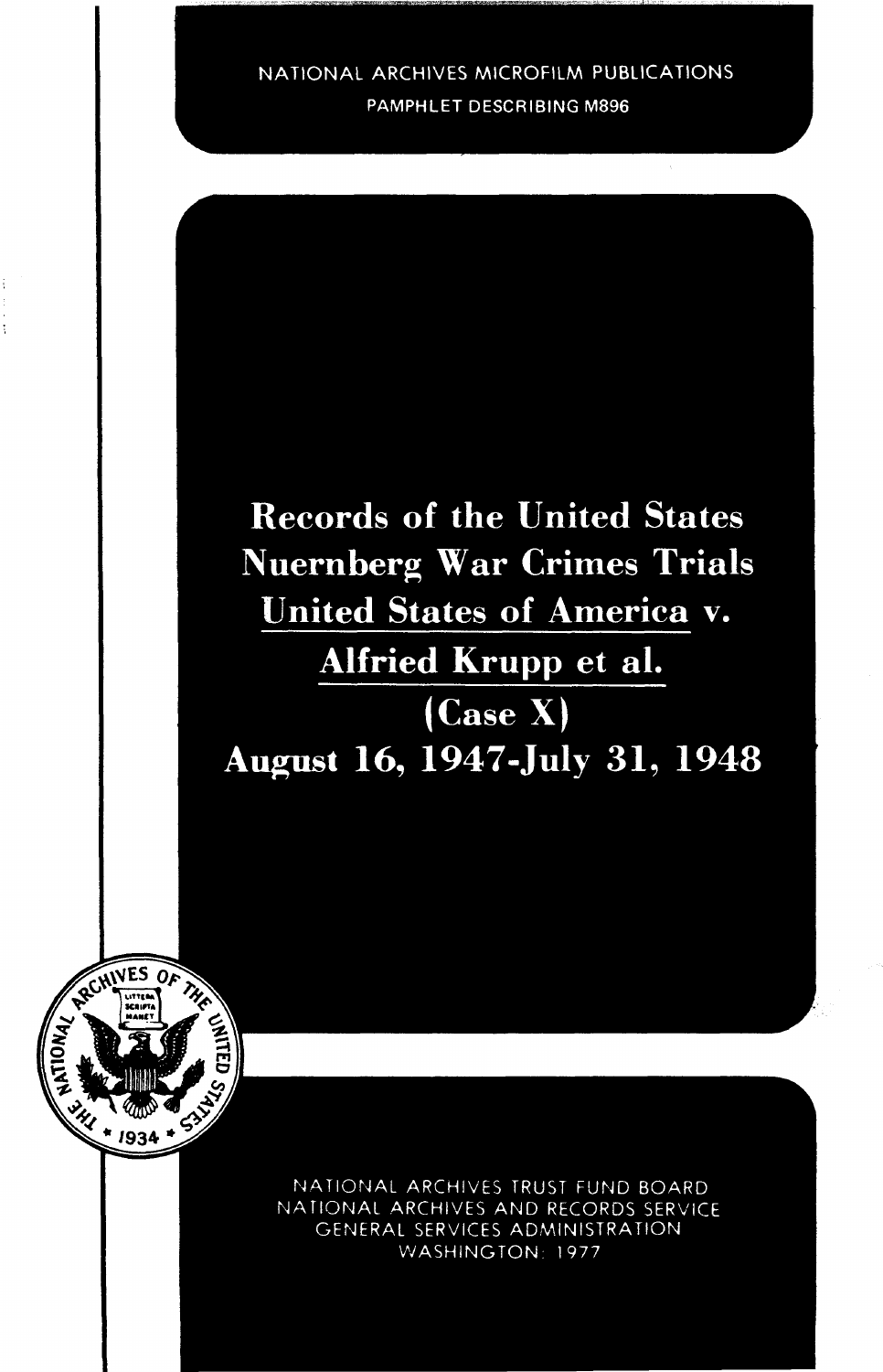NATIONAL ARCHIVES MICROFILM PUBLICATIONS

PAMPHLET DESCRIBING M896

# Records of the United States Nuernberg War Crimes Trials

# United States of America v. Alfried Krupp et al.

# (Case X)

# August 16, 1947-July 31, 1948

NATIONAL ARCHIVES TRUST FUND BOARD
NATIONAL ARCHIVES AND RECORDS SERVICE
GENERAL SERVICES ADMINISTRATION
WASHINGTON: 1977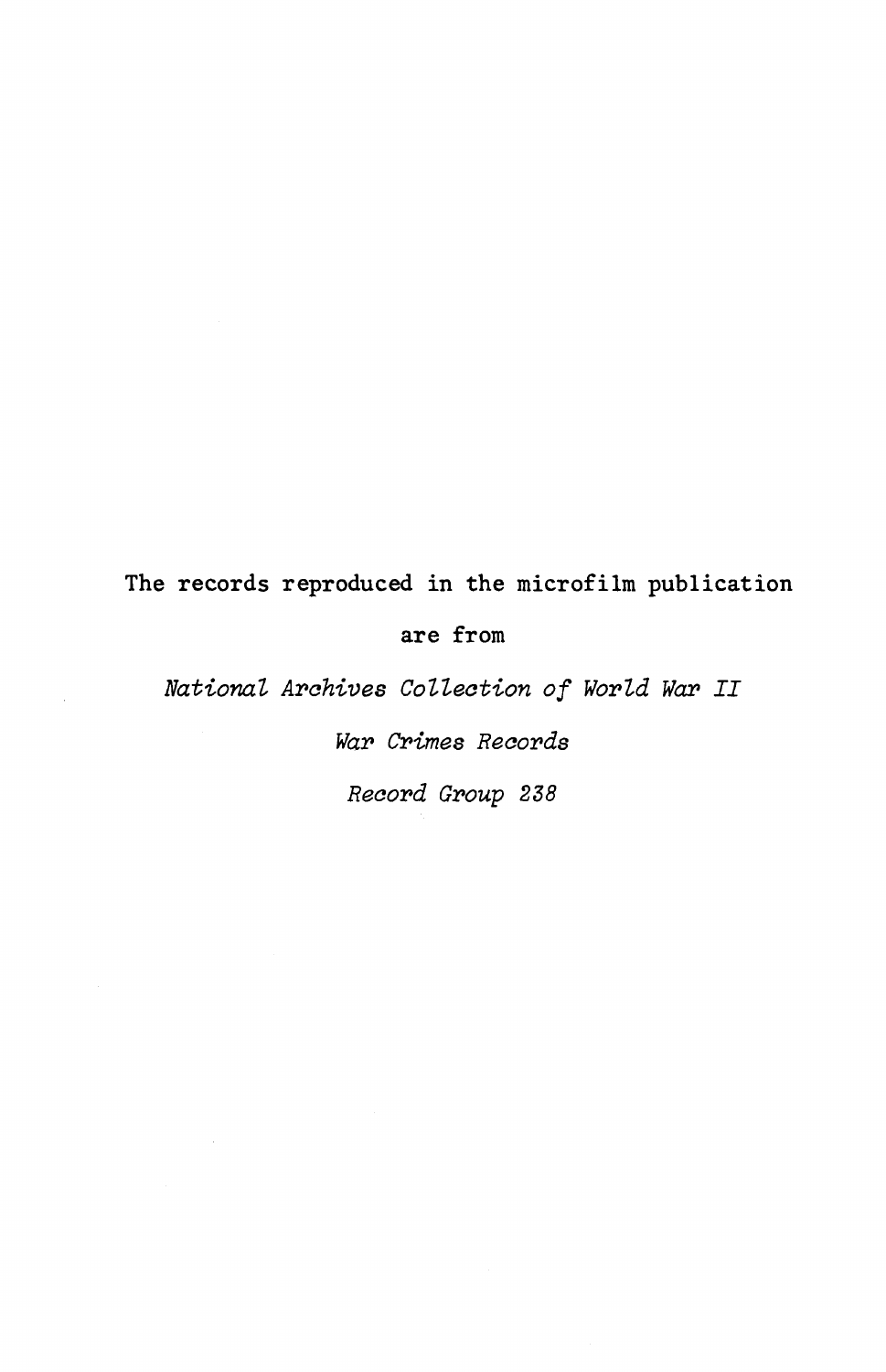The records reproduced in the microfilm publication

are from

*National Archives Collection of World War II*

*War Crimes Records*

*Record Group 238*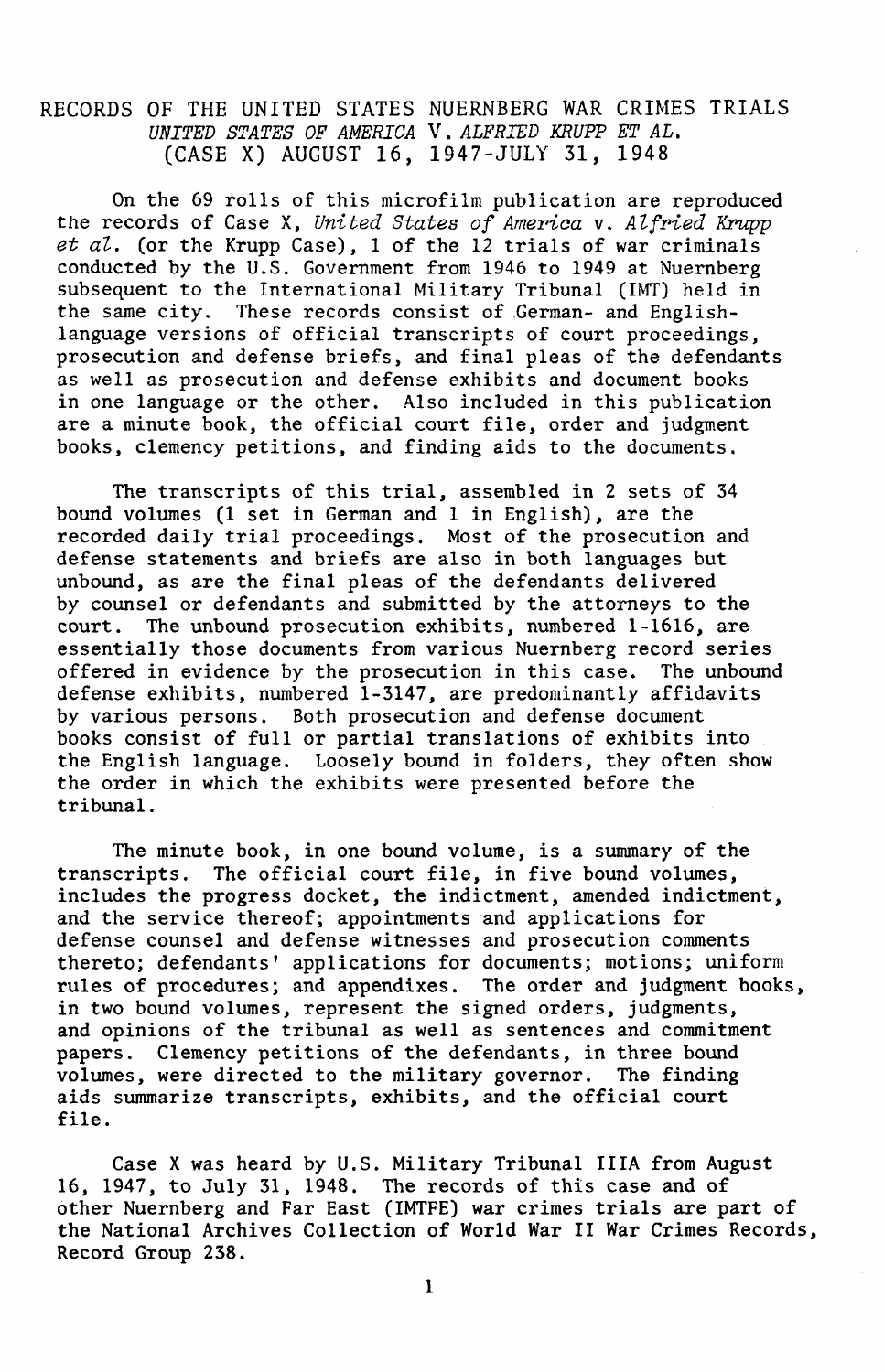# RECORDS OF THE UNITED STATES NUERNBERG WAR CRIMES TRIALS
## *UNITED STATES OF AMERICA* V. *ALFRIED KRUPP ET AL.*
## (CASE X) AUGUST 16, 1947-JULY 31, 1948

On the 69 rolls of this microfilm publication are reproduced the records of Case X, *United States of America* v. *Alfried Krupp et al.* (or the Krupp Case), 1 of the 12 trials of war criminals conducted by the U.S. Government from 1946 to 1949 at Nuernberg subsequent to the International Military Tribunal (IMT) held in the same city. These records consist of German- and English-language versions of official transcripts of court proceedings, prosecution and defense briefs, and final pleas of the defendants as well as prosecution and defense exhibits and document books in one language or the other. Also included in this publication are a minute book, the official court file, order and judgment books, clemency petitions, and finding aids to the documents.

The transcripts of this trial, assembled in 2 sets of 34 bound volumes (1 set in German and 1 in English), are the recorded daily trial proceedings. Most of the prosecution and defense statements and briefs are also in both languages but unbound, as are the final pleas of the defendants delivered by counsel or defendants and submitted by the attorneys to the court. The unbound prosecution exhibits, numbered 1-1616, are essentially those documents from various Nuernberg record series offered in evidence by the prosecution in this case. The unbound defense exhibits, numbered 1-3147, are predominantly affidavits by various persons. Both prosecution and defense document books consist of full or partial translations of exhibits into the English language. Loosely bound in folders, they often show the order in which the exhibits were presented before the tribunal.

The minute book, in one bound volume, is a summary of the transcripts. The official court file, in five bound volumes, includes the progress docket, the indictment, amended indictment, and the service thereof; appointments and applications for defense counsel and defense witnesses and prosecution comments thereto; defendants' applications for documents; motions; uniform rules of procedures; and appendixes. The order and judgment books, in two bound volumes, represent the signed orders, judgments, and opinions of the tribunal as well as sentences and commitment papers. Clemency petitions of the defendants, in three bound volumes, were directed to the military governor. The finding aids summarize transcripts, exhibits, and the official court file.

Case X was heard by U.S. Military Tribunal IIIA from August 16, 1947, to July 31, 1948. The records of this case and of other Nuernberg and Far East (IMTFE) war crimes trials are part of the National Archives Collection of World War II War Crimes Records, Record Group 238.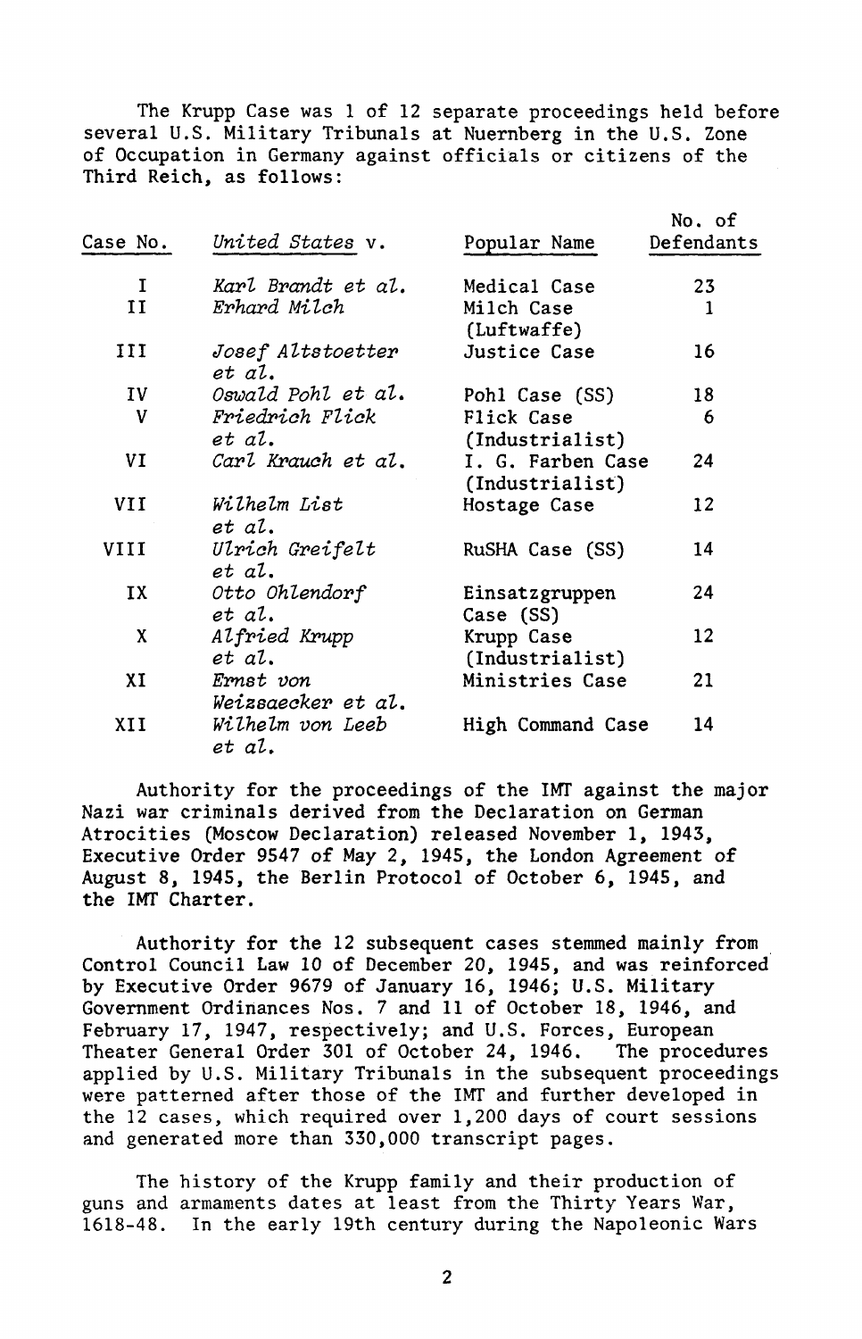The Krupp Case was 1 of 12 separate proceedings held before several U.S. Military Tribunals at Nuernberg in the U.S. Zone of Occupation in Germany against officials or citizens of the Third Reich, as follows:

| Case No. | *United States* v. | Popular Name | No. of Defendants |
|---|---|---|---|
| I | *Karl Brandt et al.* | Medical Case | 23 |
| II | *Erhard Milch* | Milch Case (Luftwaffe) | 1 |
| III | *Josef Altstoetter et al.* | Justice Case | 16 |
| IV | *Oswald Pohl et al.* | Pohl Case (SS) | 18 |
| V | *Friedrich Flick et al.* | Flick Case (Industrialist) | 6 |
| VI | *Carl Krauch et al.* | I. G. Farben Case (Industrialist) | 24 |
| VII | *Wilhelm List et al.* | Hostage Case | 12 |
| VIII | *Ulrich Greifelt et al.* | RuSHA Case (SS) | 14 |
| IX | *Otto Ohlendorf et al.* | Einsatzgruppen Case (SS) | 24 |
| X | *Alfried Krupp et al.* | Krupp Case (Industrialist) | 12 |
| XI | *Ernst von Weizsaecker et al.* | Ministries Case | 21 |
| XII | *Wilhelm von Leeb et al.* | High Command Case | 14 |

Authority for the proceedings of the IMT against the major Nazi war criminals derived from the Declaration on German Atrocities (Moscow Declaration) released November 1, 1943, Executive Order 9547 of May 2, 1945, the London Agreement of August 8, 1945, the Berlin Protocol of October 6, 1945, and the IMT Charter.

Authority for the 12 subsequent cases stemmed mainly from Control Council Law 10 of December 20, 1945, and was reinforced by Executive Order 9679 of January 16, 1946; U.S. Military Government Ordinances Nos. 7 and 11 of October 18, 1946, and February 17, 1947, respectively; and U.S. Forces, European Theater General Order 301 of October 24, 1946. The procedures applied by U.S. Military Tribunals in the subsequent proceedings were patterned after those of the IMT and further developed in the 12 cases, which required over 1,200 days of court sessions and generated more than 330,000 transcript pages.

The history of the Krupp family and their production of guns and armaments dates at least from the Thirty Years War, 1618-48. In the early 19th century during the Napoleonic Wars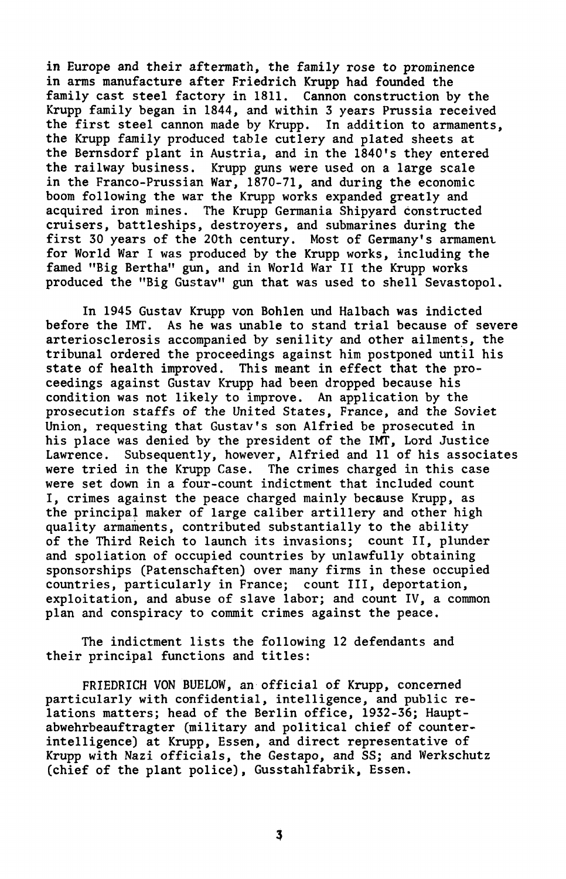in Europe and their aftermath, the family rose to prominence in arms manufacture after Friedrich Krupp had founded the family cast steel factory in 1811. Cannon construction by the Krupp family began in 1844, and within 3 years Prussia received the first steel cannon made by Krupp. In addition to armaments, the Krupp family produced table cutlery and plated sheets at the Bernsdorf plant in Austria, and in the 1840's they entered the railway business. Krupp guns were used on a large scale in the Franco-Prussian War, 1870-71, and during the economic boom following the war the Krupp works expanded greatly and acquired iron mines. The Krupp Germania Shipyard constructed cruisers, battleships, destroyers, and submarines during the first 30 years of the 20th century. Most of Germany's armament for World War I was produced by the Krupp works, including the famed "Big Bertha" gun, and in World War II the Krupp works produced the "Big Gustav" gun that was used to shell Sevastopol.

In 1945 Gustav Krupp von Bohlen und Halbach was indicted before the IMT. As he was unable to stand trial because of severe arteriosclerosis accompanied by senility and other ailments, the tribunal ordered the proceedings against him postponed until his state of health improved. This meant in effect that the proceedings against Gustav Krupp had been dropped because his condition was not likely to improve. An application by the prosecution staffs of the United States, France, and the Soviet Union, requesting that Gustav's son Alfried be prosecuted in his place was denied by the president of the IMT, Lord Justice Lawrence. Subsequently, however, Alfried and 11 of his associates were tried in the Krupp Case. The crimes charged in this case were set down in a four-count indictment that included count I, crimes against the peace charged mainly because Krupp, as the principal maker of large caliber artillery and other high quality armaments, contributed substantially to the ability of the Third Reich to launch its invasions; count II, plunder and spoliation of occupied countries by unlawfully obtaining sponsorships (Patenschaften) over many firms in these occupied countries, particularly in France; count III, deportation, exploitation, and abuse of slave labor; and count IV, a common plan and conspiracy to commit crimes against the peace.

The indictment lists the following 12 defendants and their principal functions and titles:

FRIEDRICH VON BUELOW, an official of Krupp, concerned particularly with confidential, intelligence, and public relations matters; head of the Berlin office, 1932-36; Hauptabwehrbeauftragter (military and political chief of counterintelligence) at Krupp, Essen, and direct representative of Krupp with Nazi officials, the Gestapo, and SS; and Werkschutz (chief of the plant police), Gusstahlfabrik, Essen.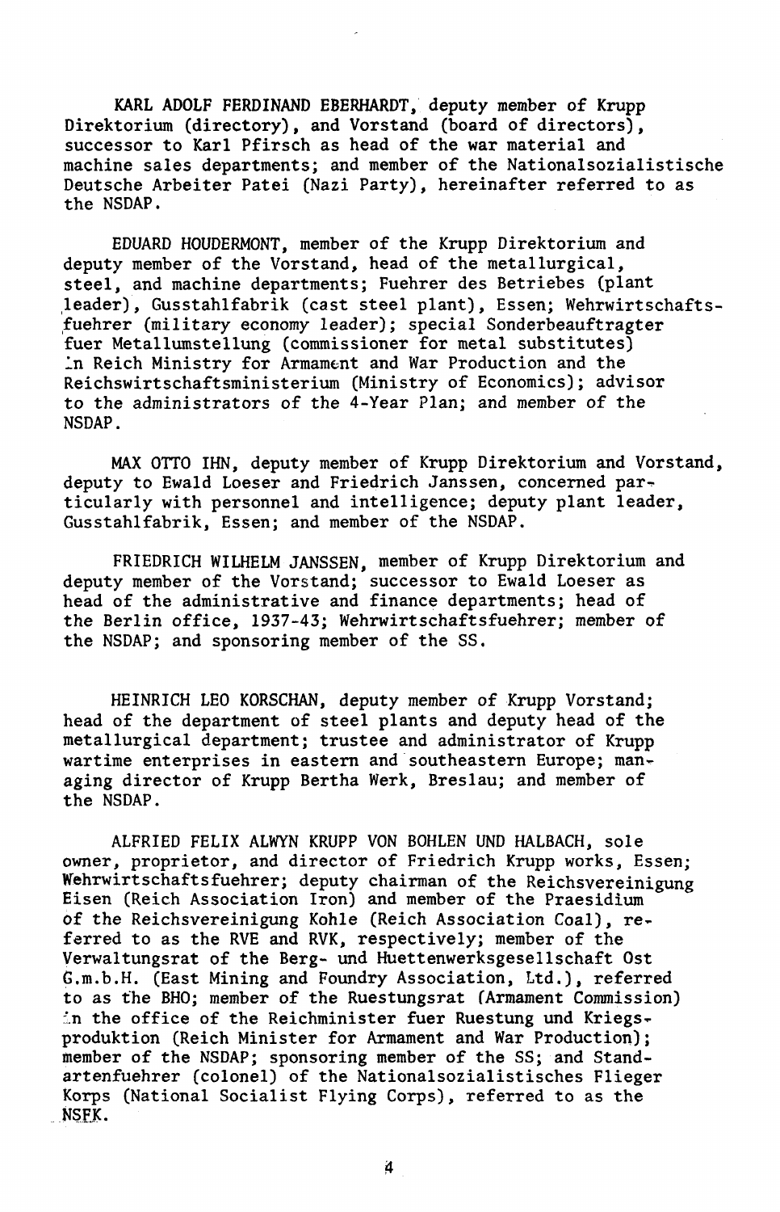KARL ADOLF FERDINAND EBERHARDT, deputy member of Krupp Direktorium (directory), and Vorstand (board of directors), successor to Karl Pfirsch as head of the war material and machine sales departments; and member of the Nationalsozialistische Deutsche Arbeiter Patei (Nazi Party), hereinafter referred to as the NSDAP.

EDUARD HOUDERMONT, member of the Krupp Direktorium and deputy member of the Vorstand, head of the metallurgical, steel, and machine departments; Fuehrer des Betriebes (plant leader), Gusstahlfabrik (cast steel plant), Essen; Wehrwirtschaftsfuehrer (military economy leader); special Sonderbeauftragter fuer Metallumstellung (commissioner for metal substitutes) in Reich Ministry for Armament and War Production and the Reichswirtschaftsministerium (Ministry of Economics); advisor to the administrators of the 4-Year Plan; and member of the NSDAP.

MAX OTTO IHN, deputy member of Krupp Direktorium and Vorstand, deputy to Ewald Loeser and Friedrich Janssen, concerned particularly with personnel and intelligence; deputy plant leader, Gusstahlfabrik, Essen; and member of the NSDAP.

FRIEDRICH WILHELM JANSSEN, member of Krupp Direktorium and deputy member of the Vorstand; successor to Ewald Loeser as head of the administrative and finance departments; head of the Berlin office, 1937-43; Wehrwirtschaftsfuehrer; member of the NSDAP; and sponsoring member of the SS.

HEINRICH LEO KORSCHAN, deputy member of Krupp Vorstand; head of the department of steel plants and deputy head of the metallurgical department; trustee and administrator of Krupp wartime enterprises in eastern and southeastern Europe; managing director of Krupp Bertha Werk, Breslau; and member of the NSDAP.

ALFRIED FELIX ALWYN KRUPP VON BOHLEN UND HALBACH, sole owner, proprietor, and director of Friedrich Krupp works, Essen; Wehrwirtschaftsfuehrer; deputy chairman of the Reichsvereinigung Eisen (Reich Association Iron) and member of the Praesidium of the Reichsvereinigung Kohle (Reich Association Coal), referred to as the RVE and RVK, respectively; member of the Verwaltungsrat of the Berg- und Huettenwerksgesellschaft Ost G.m.b.H. (East Mining and Foundry Association, Ltd.), referred to as the BHO; member of the Ruestungsrat (Armament Commission) in the office of the Reichminister fuer Ruestung und Kriegsproduktion (Reich Minister for Armament and War Production); member of the NSDAP; sponsoring member of the SS; and Standartenfuehrer (colonel) of the Nationalsozialistisches Flieger Korps (National Socialist Flying Corps), referred to as the NSFK.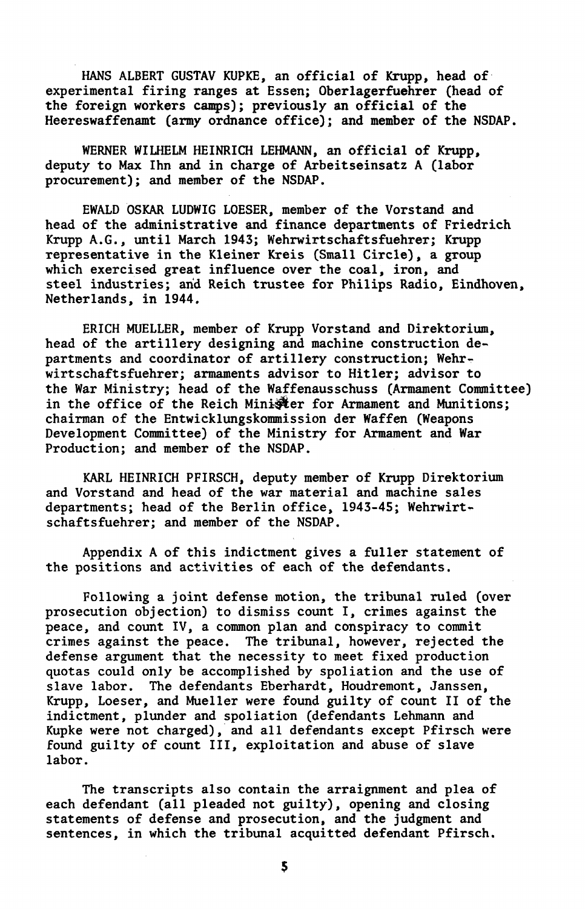HANS ALBERT GUSTAV KUPKE, an official of Krupp, head of experimental firing ranges at Essen; Oberlagerfuehrer (head of the foreign workers camps); previously an official of the Heereswaffenamt (army ordnance office); and member of the NSDAP.

WERNER WILHELM HEINRICH LEHMANN, an official of Krupp, deputy to Max Ihn and in charge of Arbeitseinsatz A (labor procurement); and member of the NSDAP.

EWALD OSKAR LUDWIG LOESER, member of the Vorstand and head of the administrative and finance departments of Friedrich Krupp A.G., until March 1943; Wehrwirtschaftsfuehrer; Krupp representative in the Kleiner Kreis (Small Circle), a group which exercised great influence over the coal, iron, and steel industries; and Reich trustee for Philips Radio, Eindhoven, Netherlands, in 1944.

ERICH MUELLER, member of Krupp Vorstand and Direktorium, head of the artillery designing and machine construction departments and coordinator of artillery construction; Wehrwirtschaftsfuehrer; armaments advisor to Hitler; advisor to the War Ministry; head of the Waffenausschuss (Armament Committee) in the office of the Reich Minister for Armament and Munitions; chairman of the Entwicklungskommission der Waffen (Weapons Development Committee) of the Ministry for Armament and War Production; and member of the NSDAP.

KARL HEINRICH PFIRSCH, deputy member of Krupp Direktorium and Vorstand and head of the war material and machine sales departments; head of the Berlin office, 1943-45; Wehrwirtschaftsfuehrer; and member of the NSDAP.

Appendix A of this indictment gives a fuller statement of the positions and activities of each of the defendants.

Following a joint defense motion, the tribunal ruled (over prosecution objection) to dismiss count I, crimes against the peace, and count IV, a common plan and conspiracy to commit crimes against the peace. The tribunal, however, rejected the defense argument that the necessity to meet fixed production quotas could only be accomplished by spoliation and the use of slave labor. The defendants Eberhardt, Houdremont, Janssen, Krupp, Loeser, and Mueller were found guilty of count II of the indictment, plunder and spoliation (defendants Lehmann and Kupke were not charged), and all defendants except Pfirsch were found guilty of count III, exploitation and abuse of slave labor.

The transcripts also contain the arraignment and plea of each defendant (all pleaded not guilty), opening and closing statements of defense and prosecution, and the judgment and sentences, in which the tribunal acquitted defendant Pfirsch.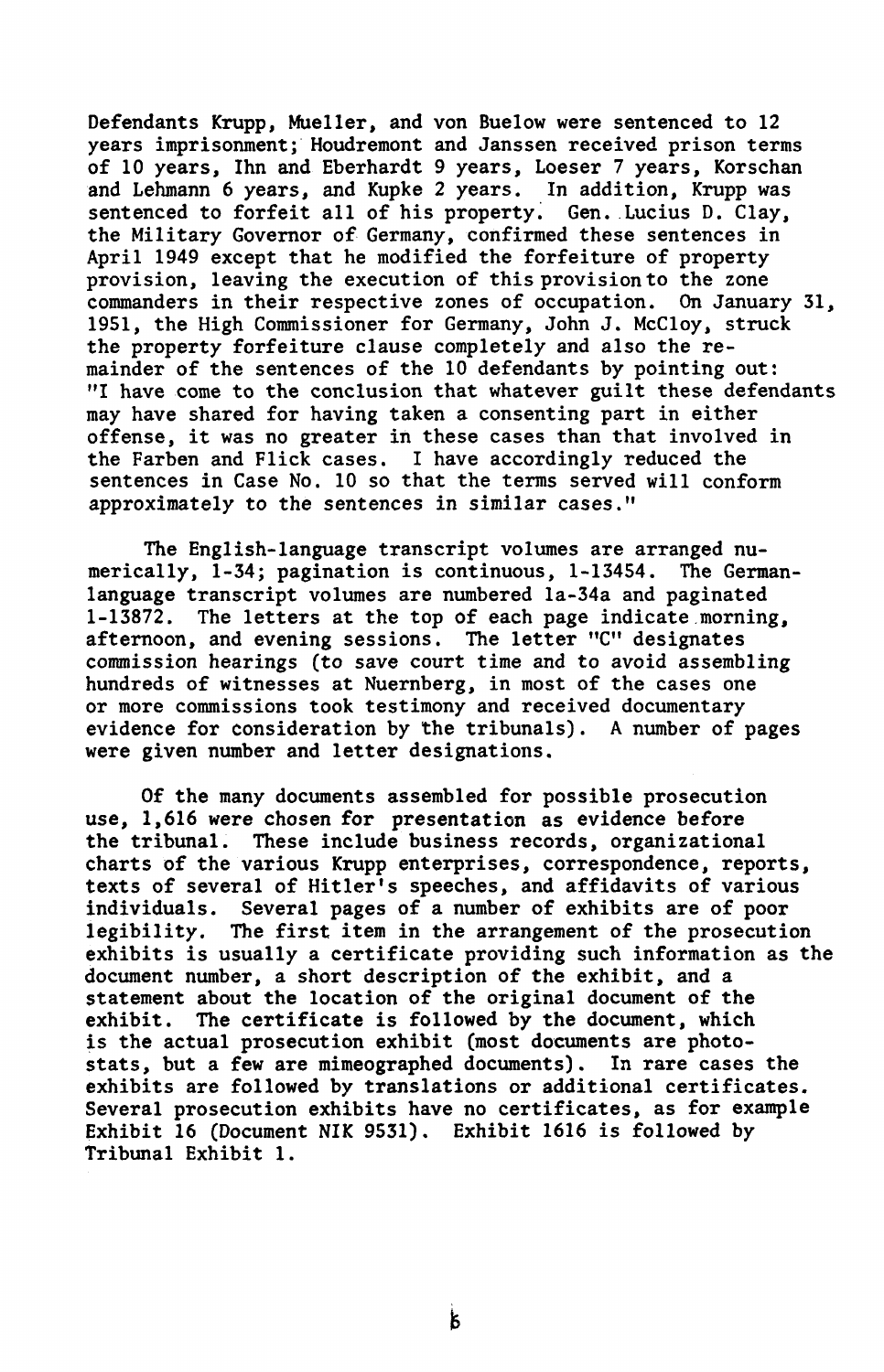Defendants Krupp, Mueller, and von Buelow were sentenced to 12 years imprisonment; Houdremont and Janssen received prison terms of 10 years, Ihn and Eberhardt 9 years, Loeser 7 years, Korschan and Lehmann 6 years, and Kupke 2 years. In addition, Krupp was sentenced to forfeit all of his property. Gen. Lucius D. Clay, the Military Governor of Germany, confirmed these sentences in April 1949 except that he modified the forfeiture of property provision, leaving the execution of this provision to the zone commanders in their respective zones of occupation. On January 31, 1951, the High Commissioner for Germany, John J. McCloy, struck the property forfeiture clause completely and also the remainder of the sentences of the 10 defendants by pointing out: "I have come to the conclusion that whatever guilt these defendants may have shared for having taken a consenting part in either offense, it was no greater in these cases than that involved in the Farben and Flick cases. I have accordingly reduced the sentences in Case No. 10 so that the terms served will conform approximately to the sentences in similar cases."

The English-language transcript volumes are arranged numerically, 1-34; pagination is continuous, 1-13454. The German-language transcript volumes are numbered 1a-34a and paginated 1-13872. The letters at the top of each page indicate morning, afternoon, and evening sessions. The letter "C" designates commission hearings (to save court time and to avoid assembling hundreds of witnesses at Nuernberg, in most of the cases one or more commissions took testimony and received documentary evidence for consideration by the tribunals). A number of pages were given number and letter designations.

Of the many documents assembled for possible prosecution use, 1,616 were chosen for presentation as evidence before the tribunal. These include business records, organizational charts of the various Krupp enterprises, correspondence, reports, texts of several of Hitler's speeches, and affidavits of various individuals. Several pages of a number of exhibits are of poor legibility. The first item in the arrangement of the prosecution exhibits is usually a certificate providing such information as the document number, a short description of the exhibit, and a statement about the location of the original document of the exhibit. The certificate is followed by the document, which is the actual prosecution exhibit (most documents are photostats, but a few are mimeographed documents). In rare cases the exhibits are followed by translations or additional certificates. Several prosecution exhibits have no certificates, as for example Exhibit 16 (Document NIK 9531). Exhibit 1616 is followed by Tribunal Exhibit 1.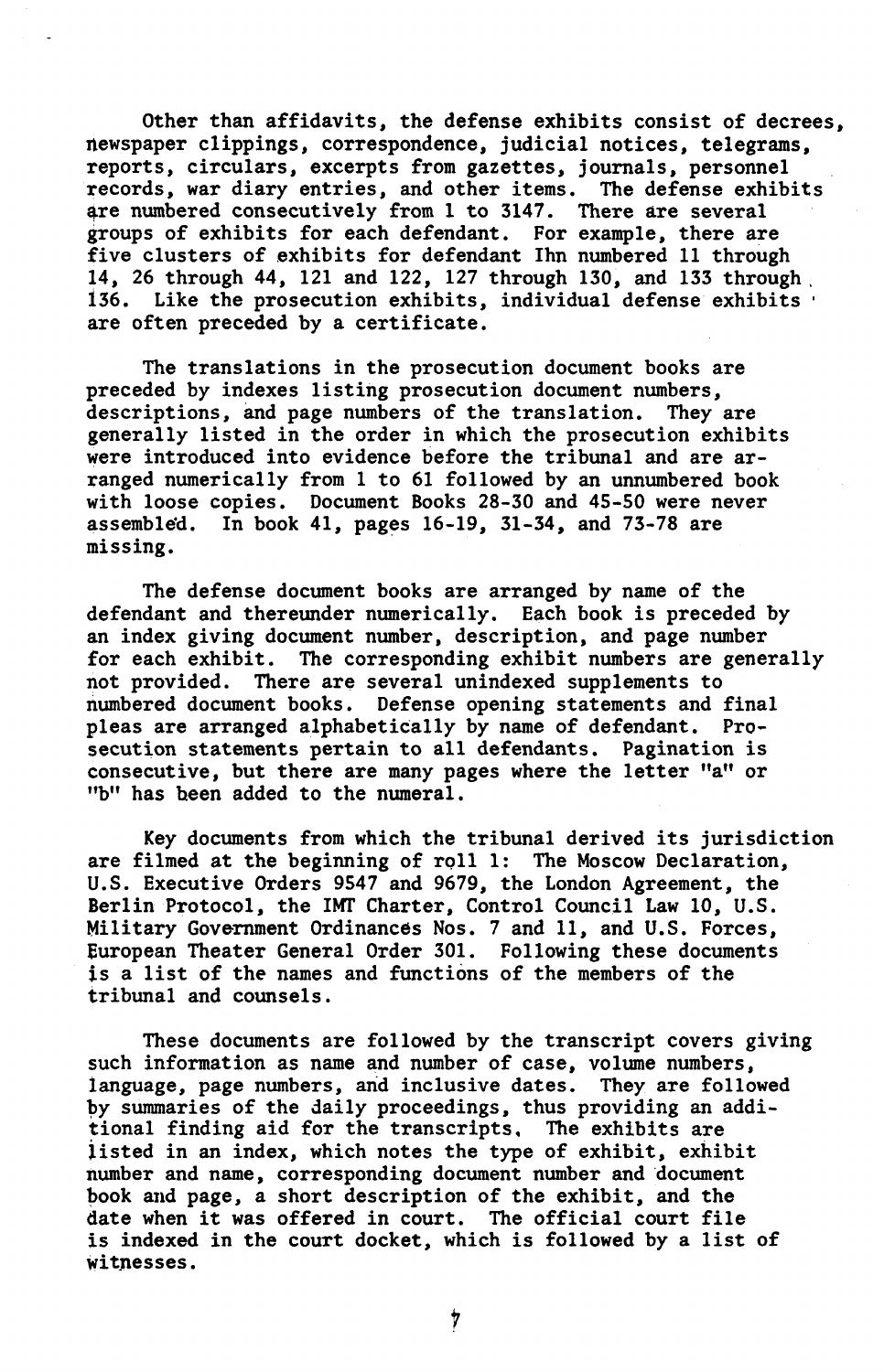Other than affidavits, the defense exhibits consist of decrees, newspaper clippings, correspondence, judicial notices, telegrams, reports, circulars, excerpts from gazettes, journals, personnel records, war diary entries, and other items. The defense exhibits are numbered consecutively from 1 to 3147. There are several groups of exhibits for each defendant. For example, there are five clusters of exhibits for defendant Ihn numbered 11 through 14, 26 through 44, 121 and 122, 127 through 130, and 133 through 136. Like the prosecution exhibits, individual defense exhibits are often preceded by a certificate.

The translations in the prosecution document books are preceded by indexes listing prosecution document numbers, descriptions, and page numbers of the translation. They are generally listed in the order in which the prosecution exhibits were introduced into evidence before the tribunal and are arranged numerically from 1 to 61 followed by an unnumbered book with loose copies. Document Books 28-30 and 45-50 were never assembled. In book 41, pages 16-19, 31-34, and 73-78 are missing.

The defense document books are arranged by name of the defendant and thereunder numerically. Each book is preceded by an index giving document number, description, and page number for each exhibit. The corresponding exhibit numbers are generally not provided. There are several unindexed supplements to numbered document books. Defense opening statements and final pleas are arranged alphabetically by name of defendant. Prosecution statements pertain to all defendants. Pagination is consecutive, but there are many pages where the letter "a" or "b" has been added to the numeral.

Key documents from which the tribunal derived its jurisdiction are filmed at the beginning of roll 1: The Moscow Declaration, U.S. Executive Orders 9547 and 9679, the London Agreement, the Berlin Protocol, the IMT Charter, Control Council Law 10, U.S. Military Government Ordinances Nos. 7 and 11, and U.S. Forces, European Theater General Order 301. Following these documents is a list of the names and functions of the members of the tribunal and counsels.

These documents are followed by the transcript covers giving such information as name and number of case, volume numbers, language, page numbers, and inclusive dates. They are followed by summaries of the daily proceedings, thus providing an additional finding aid for the transcripts. The exhibits are listed in an index, which notes the type of exhibit, exhibit number and name, corresponding document number and document book and page, a short description of the exhibit, and the date when it was offered in court. The official court file is indexed in the court docket, which is followed by a list of witnesses.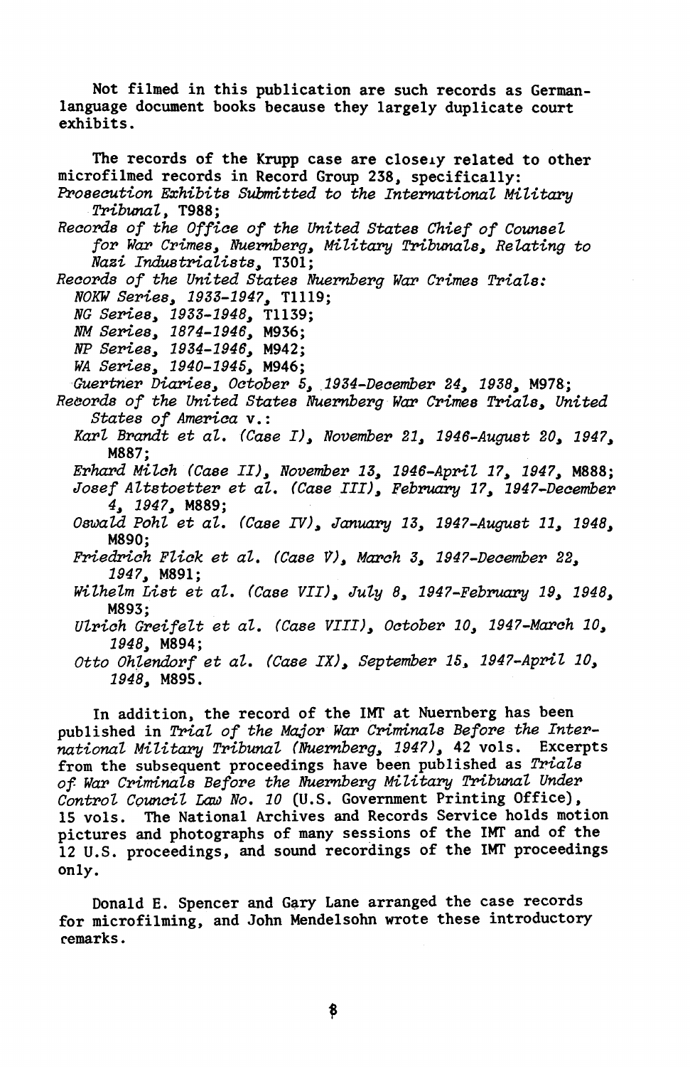Not filmed in this publication are such records as German-language document books because they largely duplicate court exhibits.

The records of the Krupp case are closely related to other microfilmed records in Record Group 238, specifically:

*Prosecution Exhibits Submitted to the International Military Tribunal*, T988;

*Records of the Office of the United States Chief of Counsel for War Crimes, Nuernberg, Military Tribunals, Relating to Nazi Industrialists*, T301;

*Records of the United States Nuernberg War Crimes Trials:*
- *NOKW Series, 1933-1947*, T1119;
- *NG Series, 1933-1948*, T1139;
- *NM Series, 1874-1946*, M936;
- *NP Series, 1934-1946*, M942;
- *WA Series, 1940-1945*, M946;
- *Guertner Diaries, October 5, 1934-December 24, 1938*, M978;

*Records of the United States Nuernberg War Crimes Trials, United States of America* v.:
- *Karl Brandt et al. (Case I), November 21, 1946-August 20, 1947*, M887;
- *Erhard Milch (Case II), November 13, 1946-April 17, 1947*, M888;
- *Josef Altstoetter et al. (Case III), February 17, 1947-December 4, 1947*, M889;
- *Oswald Pohl et al. (Case IV), January 13, 1947-August 11, 1948*, M890;
- *Friedrich Flick et al. (Case V), March 3, 1947-December 22, 1947*, M891;
- *Wilhelm List et al. (Case VII), July 8, 1947-February 19, 1948*, M893;
- *Ulrich Greifelt et al. (Case VIII), October 10, 1947-March 10, 1948*, M894;
- *Otto Ohlendorf et al. (Case IX), September 15, 1947-April 10, 1948*, M895.

In addition, the record of the IMT at Nuernberg has been published in *Trial of the Major War Criminals Before the International Military Tribunal (Nuernberg, 1947)*, 42 vols. Excerpts from the subsequent proceedings have been published as *Trials of War Criminals Before the Nuernberg Military Tribunal Under Control Council Law No. 10* (U.S. Government Printing Office), 15 vols. The National Archives and Records Service holds motion pictures and photographs of many sessions of the IMT and of the 12 U.S. proceedings, and sound recordings of the IMT proceedings only.

Donald E. Spencer and Gary Lane arranged the case records for microfilming, and John Mendelsohn wrote these introductory remarks.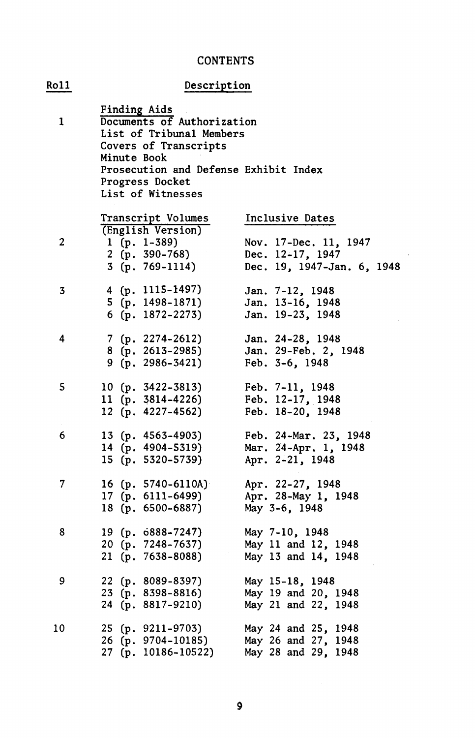# CONTENTS

| Roll | Description | |
|---|---|---|
| | **Finding Aids** | |
| 1 | Documents of Authorization | |
| | List of Tribunal Members | |
| | Covers of Transcripts | |
| | Minute Book | |
| | Prosecution and Defense Exhibit Index | |
| | Progress Docket | |
| | List of Witnesses | |
| | **Transcript Volumes (English Version)** | **Inclusive Dates** |
| 2 | 1 (p. 1-389) | Nov. 17-Dec. 11, 1947 |
| | 2 (p. 390-768) | Dec. 12-17, 1947 |
| | 3 (p. 769-1114) | Dec. 19, 1947-Jan. 6, 1948 |
| 3 | 4 (p. 1115-1497) | Jan. 7-12, 1948 |
| | 5 (p. 1498-1871) | Jan. 13-16, 1948 |
| | 6 (p. 1872-2273) | Jan. 19-23, 1948 |
| 4 | 7 (p. 2274-2612) | Jan. 24-28, 1948 |
| | 8 (p. 2613-2985) | Jan. 29-Feb. 2, 1948 |
| | 9 (p. 2986-3421) | Feb. 3-6, 1948 |
| 5 | 10 (p. 3422-3813) | Feb. 7-11, 1948 |
| | 11 (p. 3814-4226) | Feb. 12-17, 1948 |
| | 12 (p. 4227-4562) | Feb. 18-20, 1948 |
| 6 | 13 (p. 4563-4903) | Feb. 24-Mar. 23, 1948 |
| | 14 (p. 4904-5319) | Mar. 24-Apr. 1, 1948 |
| | 15 (p. 5320-5739) | Apr. 2-21, 1948 |
| 7 | 16 (p. 5740-6110A) | Apr. 22-27, 1948 |
| | 17 (p. 6111-6499) | Apr. 28-May 1, 1948 |
| | 18 (p. 6500-6887) | May 3-6, 1948 |
| 8 | 19 (p. 6888-7247) | May 7-10, 1948 |
| | 20 (p. 7248-7637) | May 11 and 12, 1948 |
| | 21 (p. 7638-8088) | May 13 and 14, 1948 |
| 9 | 22 (p. 8089-8397) | May 15-18, 1948 |
| | 23 (p. 8398-8816) | May 19 and 20, 1948 |
| | 24 (p. 8817-9210) | May 21 and 22, 1948 |
| 10 | 25 (p. 9211-9703) | May 24 and 25, 1948 |
| | 26 (p. 9704-10185) | May 26 and 27, 1948 |
| | 27 (p. 10186-10522) | May 28 and 29, 1948 |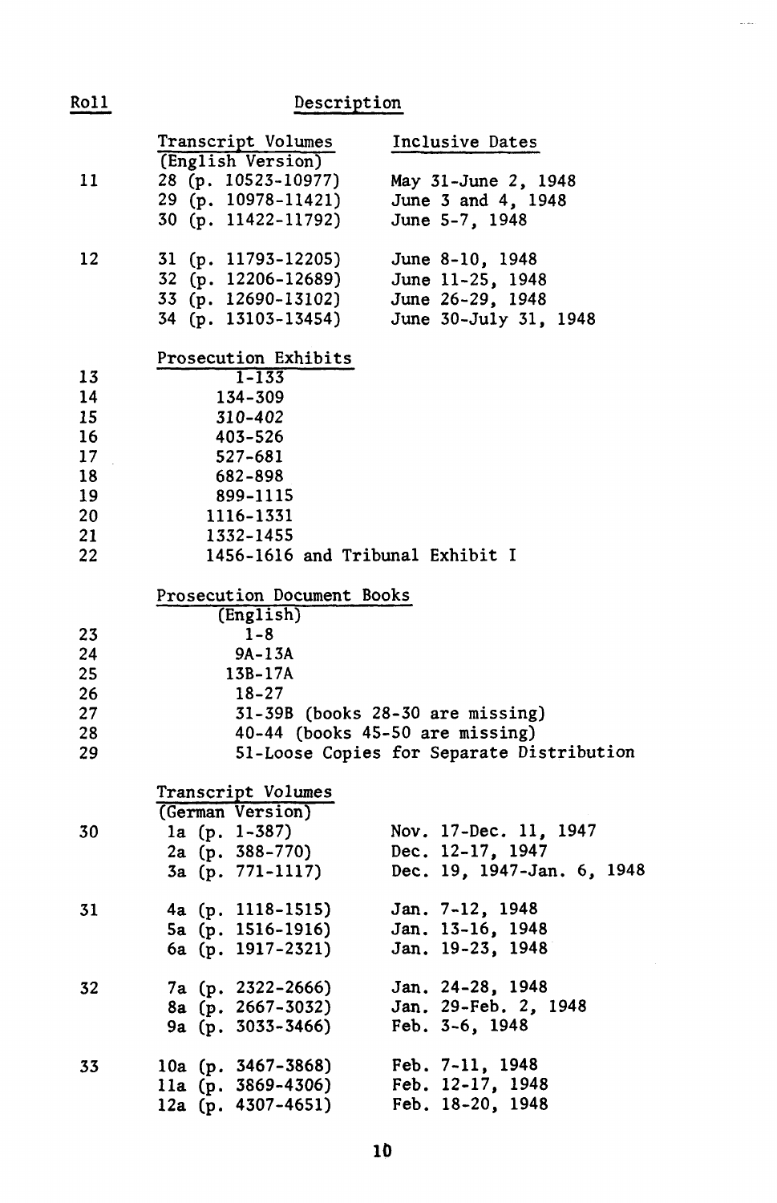| Roll | Description | |
|---|---|---|
| | **Transcript Volumes (English Version)** | **Inclusive Dates** |
| 11 | 28 (p. 10523-10977) | May 31-June 2, 1948 |
| | 29 (p. 10978-11421) | June 3 and 4, 1948 |
| | 30 (p. 11422-11792) | June 5-7, 1948 |
| 12 | 31 (p. 11793-12205) | June 8-10, 1948 |
| | 32 (p. 12206-12689) | June 11-25, 1948 |
| | 33 (p. 12690-13102) | June 26-29, 1948 |
| | 34 (p. 13103-13454) | June 30-July 31, 1948 |
| | **Prosecution Exhibits** | |
| 13 | 1-133 | |
| 14 | 134-309 | |
| 15 | 310-402 | |
| 16 | 403-526 | |
| 17 | 527-681 | |
| 18 | 682-898 | |
| 19 | 899-1115 | |
| 20 | 1116-1331 | |
| 21 | 1332-1455 | |
| 22 | 1456-1616 and Tribunal Exhibit I | |
| | **Prosecution Document Books (English)** | |
| 23 | 1-8 | |
| 24 | 9A-13A | |
| 25 | 13B-17A | |
| 26 | 18-27 | |
| 27 | 31-39B (books 28-30 are missing) | |
| 28 | 40-44 (books 45-50 are missing) | |
| 29 | 51-Loose Copies for Separate Distribution | |
| | **Transcript Volumes (German Version)** | |
| 30 | 1a (p. 1-387) | Nov. 17-Dec. 11, 1947 |
| | 2a (p. 388-770) | Dec. 12-17, 1947 |
| | 3a (p. 771-1117) | Dec. 19, 1947-Jan. 6, 1948 |
| 31 | 4a (p. 1118-1515) | Jan. 7-12, 1948 |
| | 5a (p. 1516-1916) | Jan. 13-16, 1948 |
| | 6a (p. 1917-2321) | Jan. 19-23, 1948 |
| 32 | 7a (p. 2322-2666) | Jan. 24-28, 1948 |
| | 8a (p. 2667-3032) | Jan. 29-Feb. 2, 1948 |
| | 9a (p. 3033-3466) | Feb. 3-6, 1948 |
| 33 | 10a (p. 3467-3868) | Feb. 7-11, 1948 |
| | 11a (p. 3869-4306) | Feb. 12-17, 1948 |
| | 12a (p. 4307-4651) | Feb. 18-20, 1948 |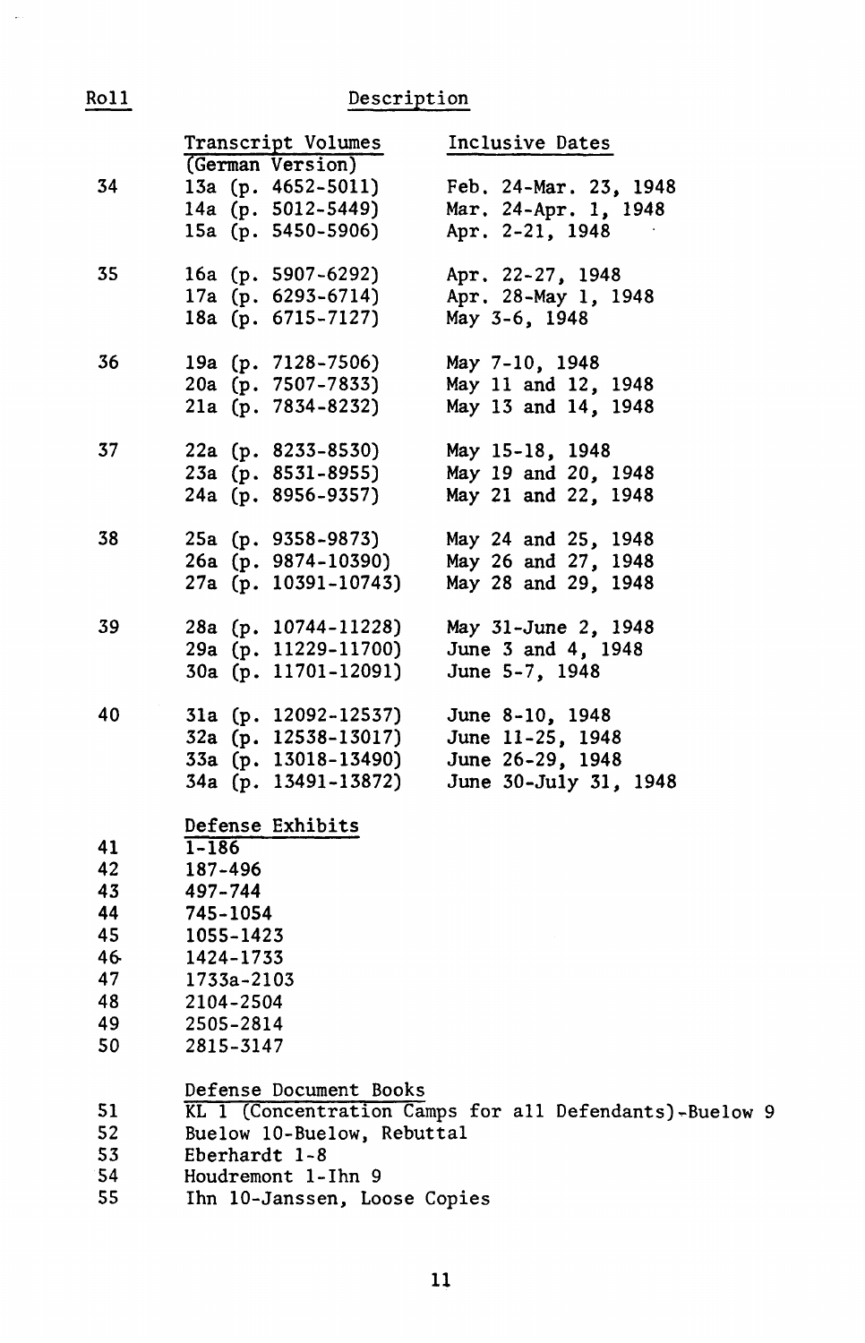| Roll | Description | |
|---|---|---|
| | **Transcript Volumes (German Version)** | **Inclusive Dates** |
| 34 | 13a (p. 4652-5011) | Feb. 24-Mar. 23, 1948 |
| | 14a (p. 5012-5449) | Mar. 24-Apr. 1, 1948 |
| | 15a (p. 5450-5906) | Apr. 2-21, 1948 |
| 35 | 16a (p. 5907-6292) | Apr. 22-27, 1948 |
| | 17a (p. 6293-6714) | Apr. 28-May 1, 1948 |
| | 18a (p. 6715-7127) | May 3-6, 1948 |
| 36 | 19a (p. 7128-7506) | May 7-10, 1948 |
| | 20a (p. 7507-7833) | May 11 and 12, 1948 |
| | 21a (p. 7834-8232) | May 13 and 14, 1948 |
| 37 | 22a (p. 8233-8530) | May 15-18, 1948 |
| | 23a (p. 8531-8955) | May 19 and 20, 1948 |
| | 24a (p. 8956-9357) | May 21 and 22, 1948 |
| 38 | 25a (p. 9358-9873) | May 24 and 25, 1948 |
| | 26a (p. 9874-10390) | May 26 and 27, 1948 |
| | 27a (p. 10391-10743) | May 28 and 29, 1948 |
| 39 | 28a (p. 10744-11228) | May 31-June 2, 1948 |
| | 29a (p. 11229-11700) | June 3 and 4, 1948 |
| | 30a (p. 11701-12091) | June 5-7, 1948 |
| 40 | 31a (p. 12092-12537) | June 8-10, 1948 |
| | 32a (p. 12538-13017) | June 11-25, 1948 |
| | 33a (p. 13018-13490) | June 26-29, 1948 |
| | 34a (p. 13491-13872) | June 30-July 31, 1948 |
| | **Defense Exhibits** | |
| 41 | 1-186 | |
| 42 | 187-496 | |
| 43 | 497-744 | |
| 44 | 745-1054 | |
| 45 | 1055-1423 | |
| 46 | 1424-1733 | |
| 47 | 1733a-2103 | |
| 48 | 2104-2504 | |
| 49 | 2505-2814 | |
| 50 | 2815-3147 | |
| | **Defense Document Books** | |
| 51 | KL 1 (Concentration Camps for all Defendants)-Buelow 9 | |
| 52 | Buelow 10-Buelow, Rebuttal | |
| 53 | Eberhardt 1-8 | |
| 54 | Houdremont 1-Ihn 9 | |
| 55 | Ihn 10-Janssen, Loose Copies | |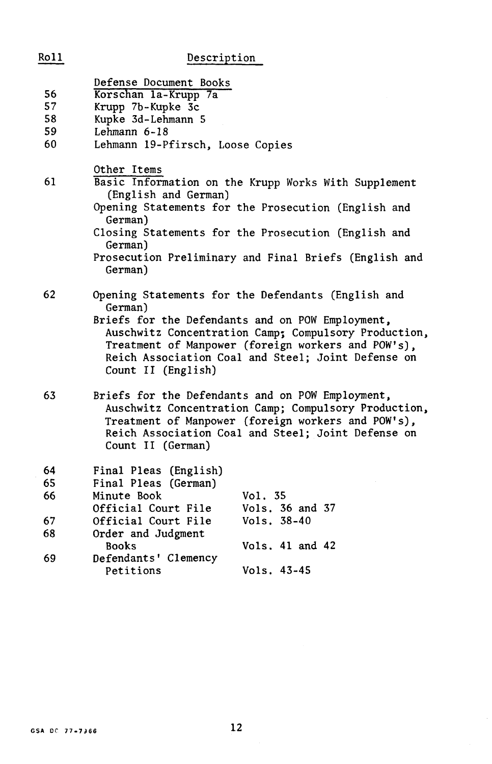| Roll | Description | |
|---|---|---|
| | Defense Document Books | |
| 56 | Korschan 1a-Krupp 7a | |
| 57 | Krupp 7b-Kupke 3c | |
| 58 | Kupke 3d-Lehmann 5 | |
| 59 | Lehmann 6-18 | |
| 60 | Lehmann 19-Pfirsch, Loose Copies | |
| | Other Items | |
| 61 | Basic Information on the Krupp Works With Supplement (English and German) | |
| | Opening Statements for the Prosecution (English and German) | |
| | Closing Statements for the Prosecution (English and German) | |
| | Prosecution Preliminary and Final Briefs (English and German) | |
| 62 | Opening Statements for the Defendants (English and German) | |
| | Briefs for the Defendants and on POW Employment, Auschwitz Concentration Camp; Compulsory Production, Treatment of Manpower (foreign workers and POW's), Reich Association Coal and Steel; Joint Defense on Count II (English) | |
| 63 | Briefs for the Defendants and on POW Employment, Auschwitz Concentration Camp; Compulsory Production, Treatment of Manpower (foreign workers and POW's), Reich Association Coal and Steel; Joint Defense on Count II (German) | |
| 64 | Final Pleas (English) | |
| 65 | Final Pleas (German) | |
| 66 | Minute Book | Vol. 35 |
| | Official Court File | Vols. 36 and 37 |
| 67 | Official Court File | Vols. 38-40 |
| 68 | Order and Judgment Books | Vols. 41 and 42 |
| 69 | Defendants' Clemency Petitions | Vols. 43-45 |

GSA DC 77-7366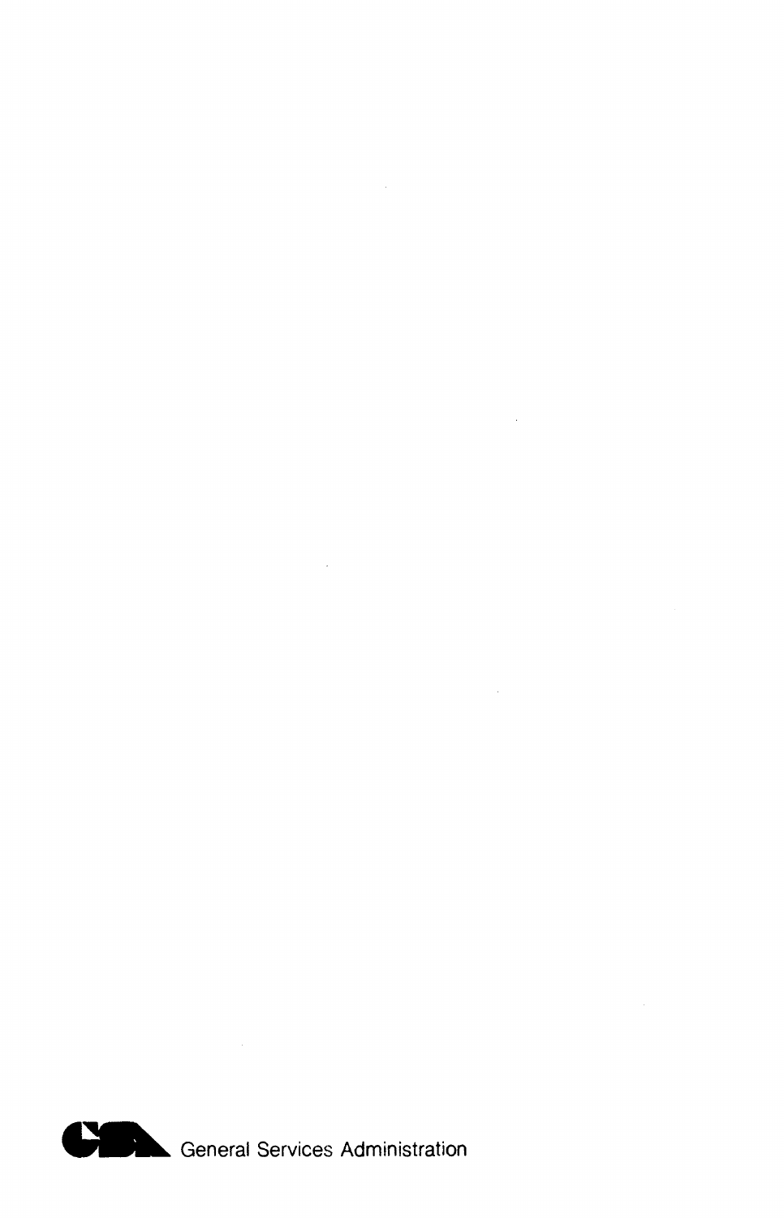General Services Administration